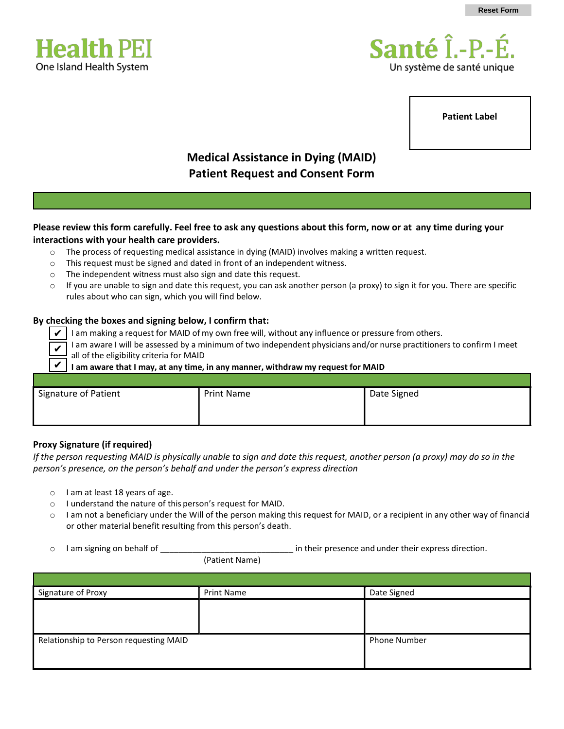Reset Form

**Health PEI**
One Island Health System

**Santé Î.-P.-É.**
Un système de santé unique

| **Patient Label** |
|---|
| |

# Medical Assistance in Dying (MAID)
# Patient Request and Consent Form

**Please review this form carefully. Feel free to ask any questions about this form, now or at any time during your interactions with your health care providers.**

- The process of requesting medical assistance in dying (MAID) involves making a written request.
- This request must be signed and dated in front of an independent witness.
- The independent witness must also sign and date this request.
- If you are unable to sign and date this request, you can ask another person (a proxy) to sign it for you. There are specific rules about who can sign, which you will find below.

**By checking the boxes and signing below, I confirm that:**

- ✔ I am making a request for MAID of my own free will, without any influence or pressure from others.
- ✔ I am aware I will be assessed by a minimum of two independent physicians and/or nurse practitioners to confirm I meet all of the eligibility criteria for MAID
- ✔ **I am aware that I may, at any time, in any manner, withdraw my request for MAID**

| Signature of Patient | Print Name | Date Signed |
|---|---|---|
| | | |

**Proxy Signature (if required)**

*If the person requesting MAID is physically unable to sign and date this request, another person (a proxy) may do so in the person's presence, on the person's behalf and under the person's express direction*

- I am at least 18 years of age.
- I understand the nature of this person's request for MAID.
- I am not a beneficiary under the Will of the person making this request for MAID, or a recipient in any other way of financial or other material benefit resulting from this person's death.

- I am signing on behalf of ____________________________ in their presence and under their express direction.
  (Patient Name)

| Signature of Proxy | Print Name | Date Signed |
|---|---|---|
| | | |
| Relationship to Person requesting MAID | | Phone Number |
| | | |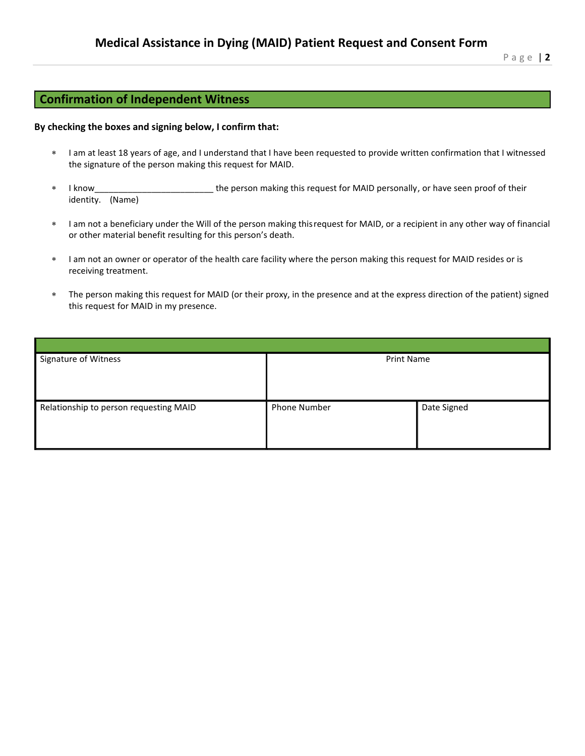## Confirmation of Independent Witness

**By checking the boxes and signing below, I confirm that:**

- I am at least 18 years of age, and I understand that I have been requested to provide written confirmation that I witnessed the signature of the person making this request for MAID.
- I know_________________________ the person making this request for MAID personally, or have seen proof of their identity. (Name)
- I am not a beneficiary under the Will of the person making this request for MAID, or a recipient in any other way of financial or other material benefit resulting for this person's death.
- I am not an owner or operator of the health care facility where the person making this request for MAID resides or is receiving treatment.
- The person making this request for MAID (or their proxy, in the presence and at the express direction of the patient) signed this request for MAID in my presence.

| | | |
|---|---|---|
| Signature of Witness | Print Name | |
| Relationship to person requesting MAID | Phone Number | Date Signed |